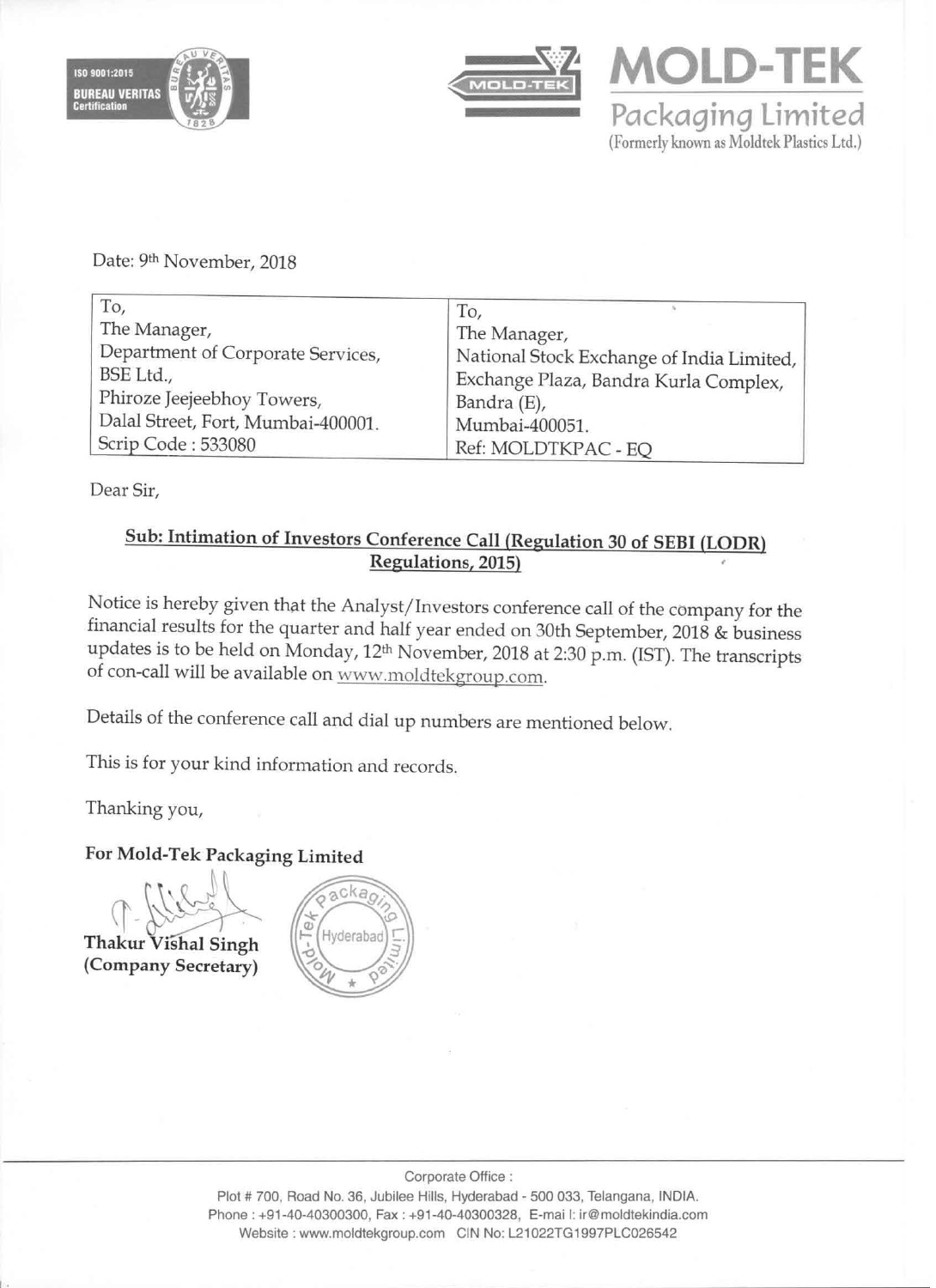**MOLD-TEK**
**Packaging Limited**
(Formerly known as Moldtek Plastics Ltd.)

Date: 9th November, 2018

| | |
|---|---|
| To,<br>The Manager,<br>Department of Corporate Services,<br>BSE Ltd.,<br>Phiroze Jeejeebhoy Towers,<br>Dalal Street, Fort, Mumbai-400001.<br>Scrip Code : 533080 | To,<br>The Manager,<br>National Stock Exchange of India Limited,<br>Exchange Plaza, Bandra Kurla Complex,<br>Bandra (E),<br>Mumbai-400051.<br>Ref: MOLDTKPAC - EQ |

Dear Sir,

**Sub: Intimation of Investors Conference Call (Regulation 30 of SEBI (LODR) Regulations, 2015)**

Notice is hereby given that the Analyst/Investors conference call of the company for the financial results for the quarter and half year ended on 30th September, 2018 & business updates is to be held on Monday, 12th November, 2018 at 2:30 p.m. (IST). The transcripts of con-call will be available on www.moldtekgroup.com.

Details of the conference call and dial up numbers are mentioned below.

This is for your kind information and records.

Thanking you,

**For Mold-Tek Packaging Limited**

**Thakur Vishal Singh**
**(Company Secretary)**

Corporate Office :
Plot # 700, Road No. 36, Jubilee Hills, Hyderabad - 500 033, Telangana, INDIA.
Phone : +91-40-40300300, Fax : +91-40-40300328, E-mail: ir@moldtekindia.com
Website : www.moldtekgroup.com CIN No: L21022TG1997PLC026542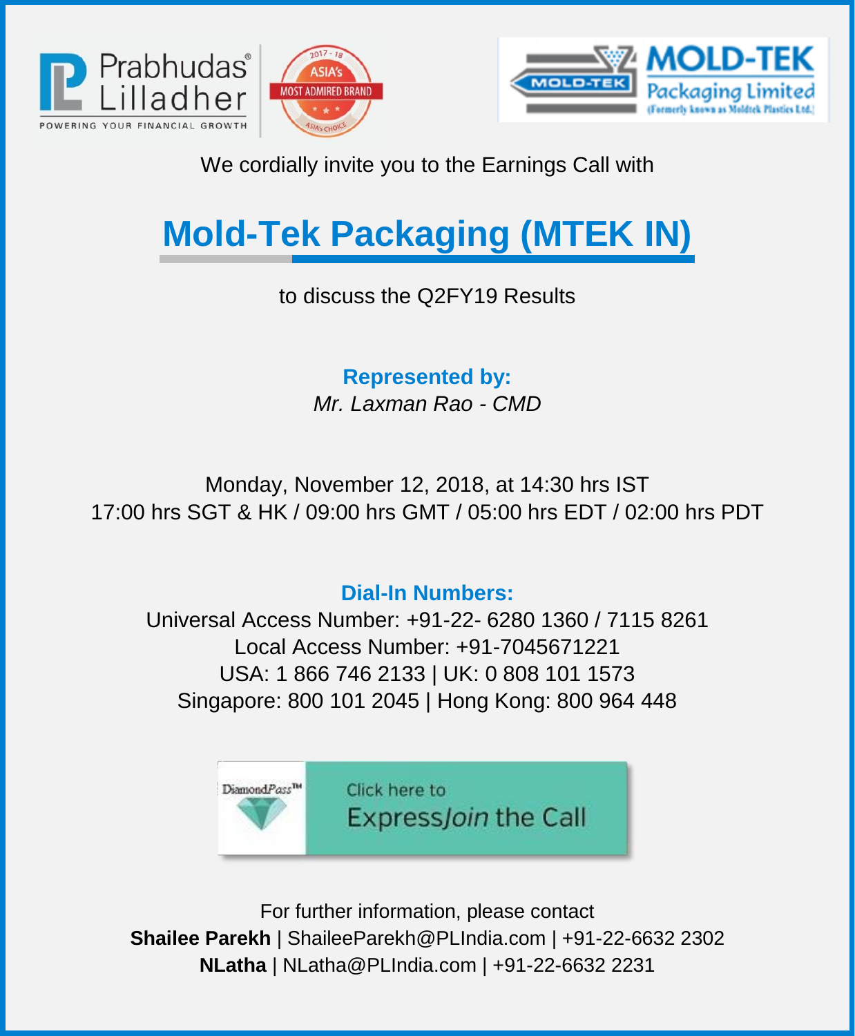Prabhudas Lilladher

POWERING YOUR FINANCIAL GROWTH

ASIA's MOST ADMIRED BRAND 2017-18

MOLD-TEK Packaging Limited (Formerly known as Moldtek Plastics Ltd.)

We cordially invite you to the Earnings Call with

# Mold-Tek Packaging (MTEK IN)

to discuss the Q2FY19 Results

**Represented by:**

*Mr. Laxman Rao - CMD*

Monday, November 12, 2018, at 14:30 hrs IST
17:00 hrs SGT & HK / 09:00 hrs GMT / 05:00 hrs EDT / 02:00 hrs PDT

**Dial-In Numbers:**

Universal Access Number: +91-22- 6280 1360 / 7115 8261
Local Access Number: +91-7045671221
USA: 1 866 746 2133 | UK: 0 808 101 1573
Singapore: 800 101 2045 | Hong Kong: 800 964 448

DiamondPass™ Click here to ExpressJoin the Call

For further information, please contact
**Shailee Parekh** | ShaileeParekh@PLIndia.com | +91-22-6632 2302
**NLatha** | NLatha@PLIndia.com | +91-22-6632 2231